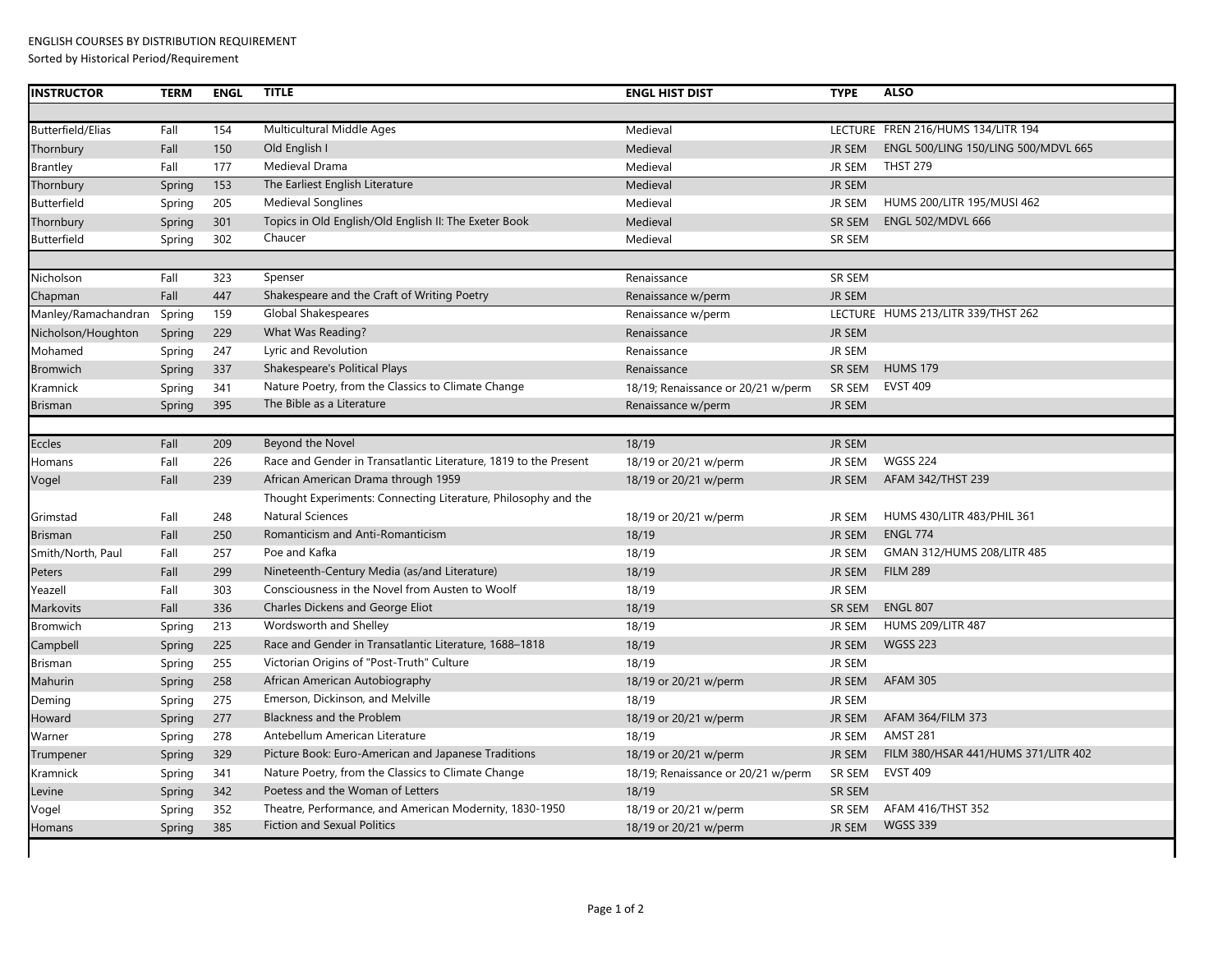ENGLISH COURSES BY DISTRIBUTION REQUIREMENT

Sorted by Historical Period/Requirement

| INSTRUCTOR | TERM | ENGL | TITLE | ENGL HIST DIST | TYPE | ALSO |
|---|---|---|---|---|---|---|
| | | | | | | |
| Butterfield/Elias | Fall | 154 | Multicultural Middle Ages | Medieval | LECTURE | FREN 216/HUMS 134/LITR 194 |
| Thornbury | Fall | 150 | Old English I | Medieval | JR SEM | ENGL 500/LING 150/LING 500/MDVL 665 |
| Brantley | Fall | 177 | Medieval Drama | Medieval | JR SEM | THST 279 |
| Thornbury | Spring | 153 | The Earliest English Literature | Medieval | JR SEM | |
| Butterfield | Spring | 205 | Medieval Songlines | Medieval | JR SEM | HUMS 200/LITR 195/MUSI 462 |
| Thornbury | Spring | 301 | Topics in Old English/Old English II: The Exeter Book | Medieval | SR SEM | ENGL 502/MDVL 666 |
| Butterfield | Spring | 302 | Chaucer | Medieval | SR SEM | |
| | | | | | | |
| Nicholson | Fall | 323 | Spenser | Renaissance | SR SEM | |
| Chapman | Fall | 447 | Shakespeare and the Craft of Writing Poetry | Renaissance w/perm | JR SEM | |
| Manley/Ramachandran | Spring | 159 | Global Shakespeares | Renaissance w/perm | LECTURE | HUMS 213/LITR 339/THST 262 |
| Nicholson/Houghton | Spring | 229 | What Was Reading? | Renaissance | JR SEM | |
| Mohamed | Spring | 247 | Lyric and Revolution | Renaissance | JR SEM | |
| Bromwich | Spring | 337 | Shakespeare's Political Plays | Renaissance | SR SEM | HUMS 179 |
| Kramnick | Spring | 341 | Nature Poetry, from the Classics to Climate Change | 18/19; Renaissance or 20/21 w/perm | SR SEM | EVST 409 |
| Brisman | Spring | 395 | The Bible as a Literature | Renaissance w/perm | JR SEM | |
| | | | | | | |
| Eccles | Fall | 209 | Beyond the Novel | 18/19 | JR SEM | |
| Homans | Fall | 226 | Race and Gender in Transatlantic Literature, 1819 to the Present | 18/19 or 20/21 w/perm | JR SEM | WGSS 224 |
| Vogel | Fall | 239 | African American Drama through 1959 | 18/19 or 20/21 w/perm | JR SEM | AFAM 342/THST 239 |
| Grimstad | Fall | 248 | Thought Experiments: Connecting Literature, Philosophy and the Natural Sciences | 18/19 or 20/21 w/perm | JR SEM | HUMS 430/LITR 483/PHIL 361 |
| Brisman | Fall | 250 | Romanticism and Anti-Romanticism | 18/19 | JR SEM | ENGL 774 |
| Smith/North, Paul | Fall | 257 | Poe and Kafka | 18/19 | JR SEM | GMAN 312/HUMS 208/LITR 485 |
| Peters | Fall | 299 | Nineteenth-Century Media (as/and Literature) | 18/19 | JR SEM | FILM 289 |
| Yeazell | Fall | 303 | Consciousness in the Novel from Austen to Woolf | 18/19 | JR SEM | |
| Markovits | Fall | 336 | Charles Dickens and George Eliot | 18/19 | SR SEM | ENGL 807 |
| Bromwich | Spring | 213 | Wordsworth and Shelley | 18/19 | JR SEM | HUMS 209/LITR 487 |
| Campbell | Spring | 225 | Race and Gender in Transatlantic Literature, 1688–1818 | 18/19 | JR SEM | WGSS 223 |
| Brisman | Spring | 255 | Victorian Origins of "Post-Truth" Culture | 18/19 | JR SEM | |
| Mahurin | Spring | 258 | African American Autobiography | 18/19 or 20/21 w/perm | JR SEM | AFAM 305 |
| Deming | Spring | 275 | Emerson, Dickinson, and Melville | 18/19 | JR SEM | |
| Howard | Spring | 277 | Blackness and the Problem | 18/19 or 20/21 w/perm | JR SEM | AFAM 364/FILM 373 |
| Warner | Spring | 278 | Antebellum American Literature | 18/19 | JR SEM | AMST 281 |
| Trumpener | Spring | 329 | Picture Book: Euro-American and Japanese Traditions | 18/19 or 20/21 w/perm | JR SEM | FILM 380/HSAR 441/HUMS 371/LITR 402 |
| Kramnick | Spring | 341 | Nature Poetry, from the Classics to Climate Change | 18/19; Renaissance or 20/21 w/perm | SR SEM | EVST 409 |
| Levine | Spring | 342 | Poetess and the Woman of Letters | 18/19 | SR SEM | |
| Vogel | Spring | 352 | Theatre, Performance, and American Modernity, 1830-1950 | 18/19 or 20/21 w/perm | SR SEM | AFAM 416/THST 352 |
| Homans | Spring | 385 | Fiction and Sexual Politics | 18/19 or 20/21 w/perm | JR SEM | WGSS 339 |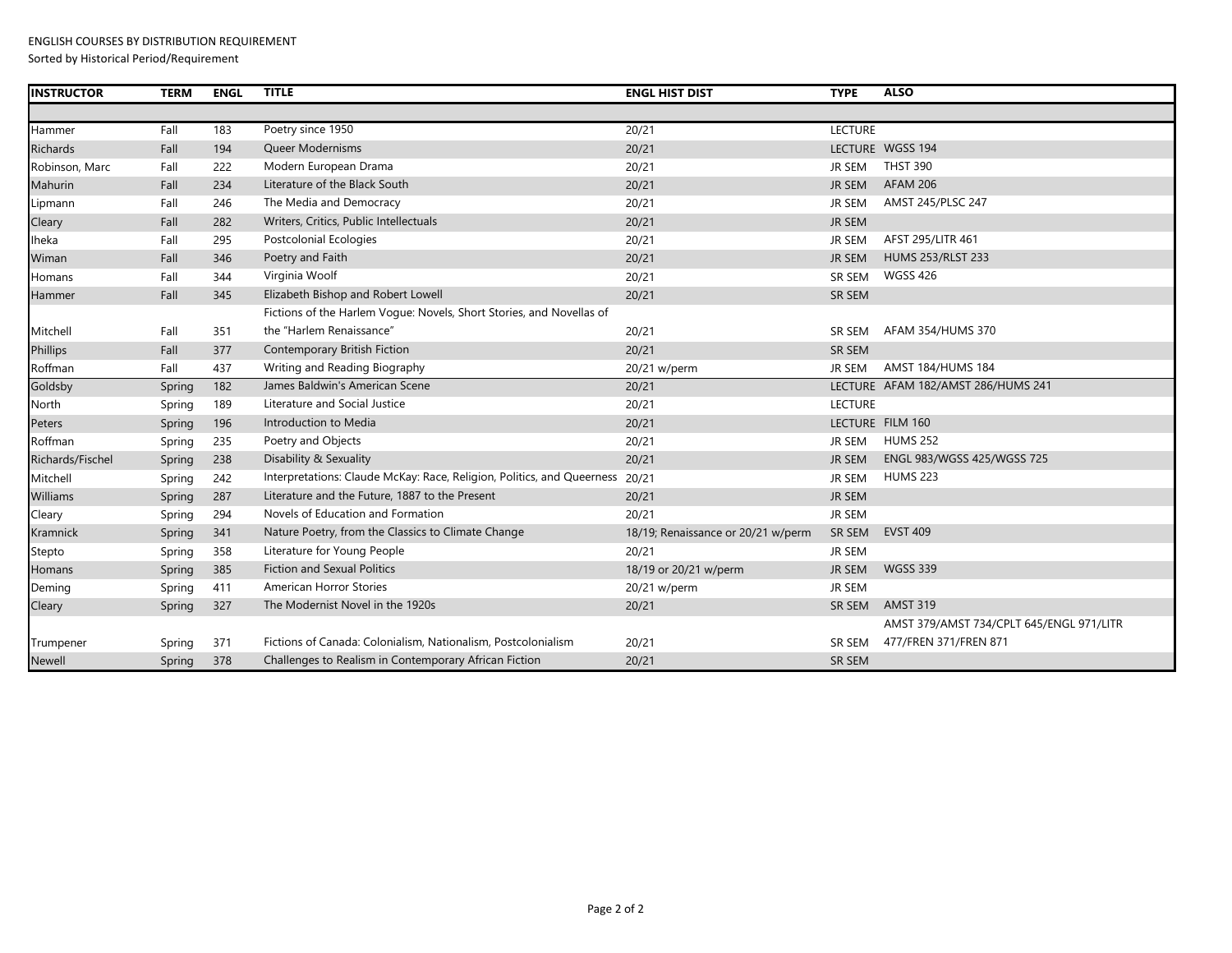ENGLISH COURSES BY DISTRIBUTION REQUIREMENT

Sorted by Historical Period/Requirement

| INSTRUCTOR | TERM | ENGL | TITLE | ENGL HIST DIST | TYPE | ALSO |
|---|---|---|---|---|---|---|
| Hammer | Fall | 183 | Poetry since 1950 | 20/21 | LECTURE | |
| Richards | Fall | 194 | Queer Modernisms | 20/21 | LECTURE | WGSS 194 |
| Robinson, Marc | Fall | 222 | Modern European Drama | 20/21 | JR SEM | THST 390 |
| Mahurin | Fall | 234 | Literature of the Black South | 20/21 | JR SEM | AFAM 206 |
| Lipmann | Fall | 246 | The Media and Democracy | 20/21 | JR SEM | AMST 245/PLSC 247 |
| Cleary | Fall | 282 | Writers, Critics, Public Intellectuals | 20/21 | JR SEM | |
| Iheka | Fall | 295 | Postcolonial Ecologies | 20/21 | JR SEM | AFST 295/LITR 461 |
| Wiman | Fall | 346 | Poetry and Faith | 20/21 | JR SEM | HUMS 253/RLST 233 |
| Homans | Fall | 344 | Virginia Woolf | 20/21 | SR SEM | WGSS 426 |
| Hammer | Fall | 345 | Elizabeth Bishop and Robert Lowell | 20/21 | SR SEM | |
| Mitchell | Fall | 351 | Fictions of the Harlem Vogue: Novels, Short Stories, and Novellas of the "Harlem Renaissance" | 20/21 | SR SEM | AFAM 354/HUMS 370 |
| Phillips | Fall | 377 | Contemporary British Fiction | 20/21 | SR SEM | |
| Roffman | Fall | 437 | Writing and Reading Biography | 20/21 w/perm | JR SEM | AMST 184/HUMS 184 |
| Goldsby | Spring | 182 | James Baldwin's American Scene | 20/21 | LECTURE | AFAM 182/AMST 286/HUMS 241 |
| North | Spring | 189 | Literature and Social Justice | 20/21 | LECTURE | |
| Peters | Spring | 196 | Introduction to Media | 20/21 | LECTURE | FILM 160 |
| Roffman | Spring | 235 | Poetry and Objects | 20/21 | JR SEM | HUMS 252 |
| Richards/Fischel | Spring | 238 | Disability & Sexuality | 20/21 | JR SEM | ENGL 983/WGSS 425/WGSS 725 |
| Mitchell | Spring | 242 | Interpretations: Claude McKay: Race, Religion, Politics, and Queerness | 20/21 | JR SEM | HUMS 223 |
| Williams | Spring | 287 | Literature and the Future, 1887 to the Present | 20/21 | JR SEM | |
| Cleary | Spring | 294 | Novels of Education and Formation | 20/21 | JR SEM | |
| Kramnick | Spring | 341 | Nature Poetry, from the Classics to Climate Change | 18/19; Renaissance or 20/21 w/perm | SR SEM | EVST 409 |
| Stepto | Spring | 358 | Literature for Young People | 20/21 | JR SEM | |
| Homans | Spring | 385 | Fiction and Sexual Politics | 18/19 or 20/21 w/perm | JR SEM | WGSS 339 |
| Deming | Spring | 411 | American Horror Stories | 20/21 w/perm | JR SEM | |
| Cleary | Spring | 327 | The Modernist Novel in the 1920s | 20/21 | SR SEM | AMST 319 |
| Trumpener | Spring | 371 | Fictions of Canada: Colonialism, Nationalism, Postcolonialism | 20/21 | SR SEM | AMST 379/AMST 734/CPLT 645/ENGL 971/LITR 477/FREN 371/FREN 871 |
| Newell | Spring | 378 | Challenges to Realism in Contemporary African Fiction | 20/21 | SR SEM | |